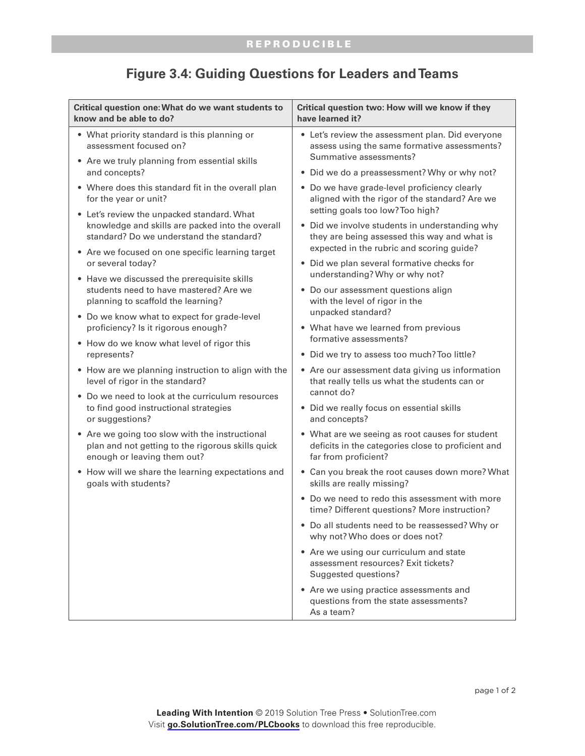REPRODUCIBLE

# Figure 3.4: Guiding Questions for Leaders and Teams

| Critical question one: What do we want students to know and be able to do? | Critical question two: How will we know if they have learned it? |
|---|---|
| • What priority standard is this planning or assessment focused on?<br>• Are we truly planning from essential skills and concepts?<br>• Where does this standard fit in the overall plan for the year or unit?<br>• Let's review the unpacked standard. What knowledge and skills are packed into the overall standard? Do we understand the standard?<br>• Are we focused on one specific learning target or several today?<br>• Have we discussed the prerequisite skills students need to have mastered? Are we planning to scaffold the learning?<br>• Do we know what to expect for grade-level proficiency? Is it rigorous enough?<br>• How do we know what level of rigor this represents?<br>• How are we planning instruction to align with the level of rigor in the standard?<br>• Do we need to look at the curriculum resources to find good instructional strategies or suggestions?<br>• Are we going too slow with the instructional plan and not getting to the rigorous skills quick enough or leaving them out?<br>• How will we share the learning expectations and goals with students? | • Let's review the assessment plan. Did everyone assess using the same formative assessments? Summative assessments?<br>• Did we do a preassessment? Why or why not?<br>• Do we have grade-level proficiency clearly aligned with the rigor of the standard? Are we setting goals too low? Too high?<br>• Did we involve students in understanding why they are being assessed this way and what is expected in the rubric and scoring guide?<br>• Did we plan several formative checks for understanding? Why or why not?<br>• Do our assessment questions align with the level of rigor in the unpacked standard?<br>• What have we learned from previous formative assessments?<br>• Did we try to assess too much? Too little?<br>• Are our assessment data giving us information that really tells us what the students can or cannot do?<br>• Did we really focus on essential skills and concepts?<br>• What are we seeing as root causes for student deficits in the categories close to proficient and far from proficient?<br>• Can you break the root causes down more? What skills are really missing?<br>• Do we need to redo this assessment with more time? Different questions? More instruction?<br>• Do all students need to be reassessed? Why or why not? Who does or does not?<br>• Are we using our curriculum and state assessment resources? Exit tickets? Suggested questions?<br>• Are we using practice assessments and questions from the state assessments? As a team? |

**Leading With Intention** © 2019 Solution Tree Press • SolutionTree.com
Visit **go.SolutionTree.com/PLCbooks** to download this free reproducible.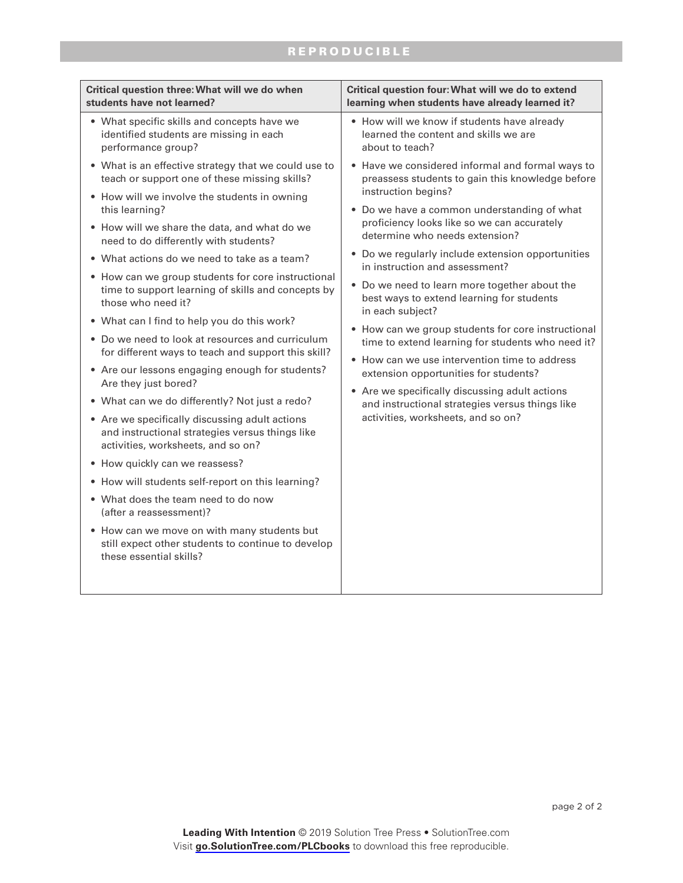REPRODUCIBLE

| Critical question three: What will we do when students have not learned? | Critical question four: What will we do to extend learning when students have already learned it? |
|---|---|
| • What specific skills and concepts have we identified students are missing in each performance group?<br>• What is an effective strategy that we could use to teach or support one of these missing skills?<br>• How will we involve the students in owning this learning?<br>• How will we share the data, and what do we need to do differently with students?<br>• What actions do we need to take as a team?<br>• How can we group students for core instructional time to support learning of skills and concepts by those who need it?<br>• What can I find to help you do this work?<br>• Do we need to look at resources and curriculum for different ways to teach and support this skill?<br>• Are our lessons engaging enough for students? Are they just bored?<br>• What can we do differently? Not just a redo?<br>• Are we specifically discussing adult actions and instructional strategies versus things like activities, worksheets, and so on?<br>• How quickly can we reassess?<br>• How will students self-report on this learning?<br>• What does the team need to do now (after a reassessment)?<br>• How can we move on with many students but still expect other students to continue to develop these essential skills? | • How will we know if students have already learned the content and skills we are about to teach?<br>• Have we considered informal and formal ways to preassess students to gain this knowledge before instruction begins?<br>• Do we have a common understanding of what proficiency looks like so we can accurately determine who needs extension?<br>• Do we regularly include extension opportunities in instruction and assessment?<br>• Do we need to learn more together about the best ways to extend learning for students in each subject?<br>• How can we group students for core instructional time to extend learning for students who need it?<br>• How can we use intervention time to address extension opportunities for students?<br>• Are we specifically discussing adult actions and instructional strategies versus things like activities, worksheets, and so on? |

**Leading With Intention** © 2019 Solution Tree Press • SolutionTree.com
Visit **go.SolutionTree.com/PLCbooks** to download this free reproducible.